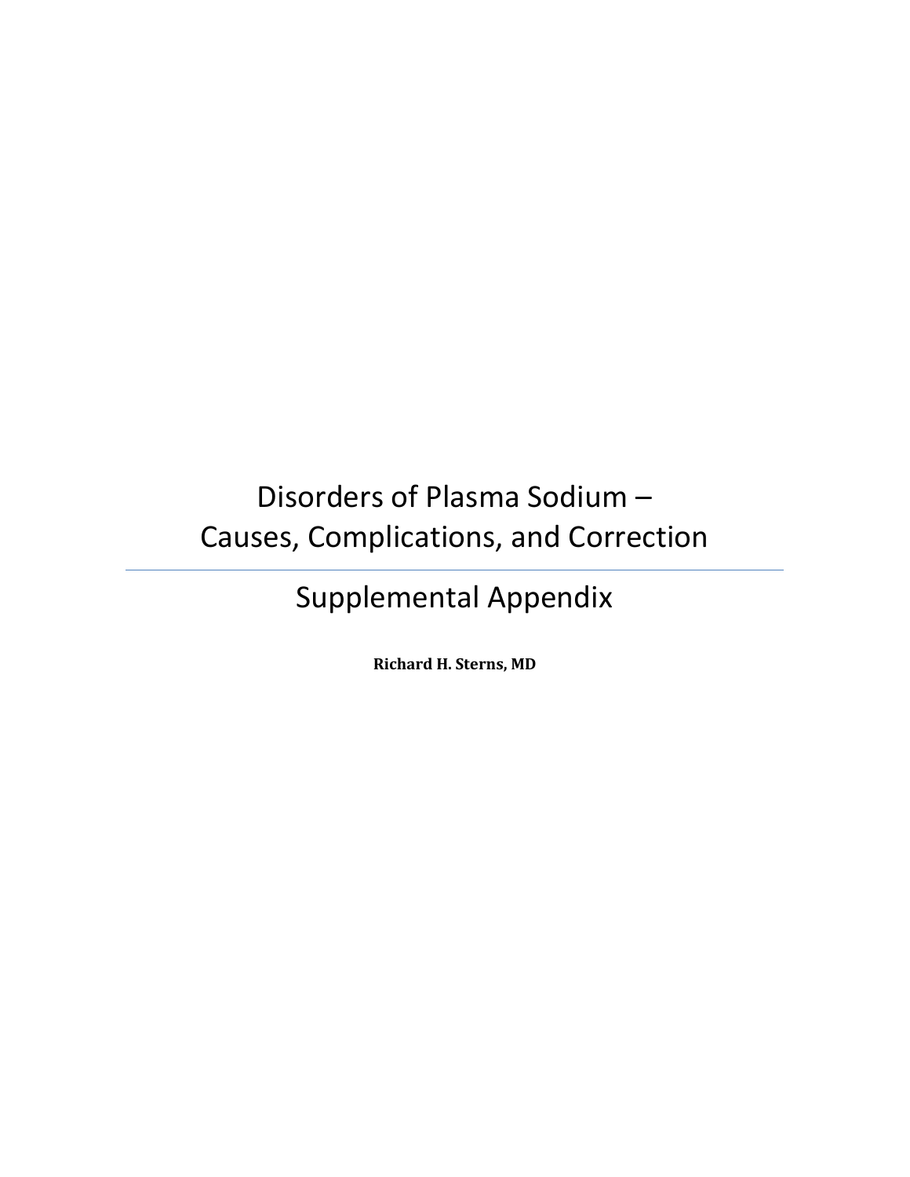# Disorders of Plasma Sodium – Causes, Complications, and Correction

---

## Supplemental Appendix

**Richard H. Sterns, MD**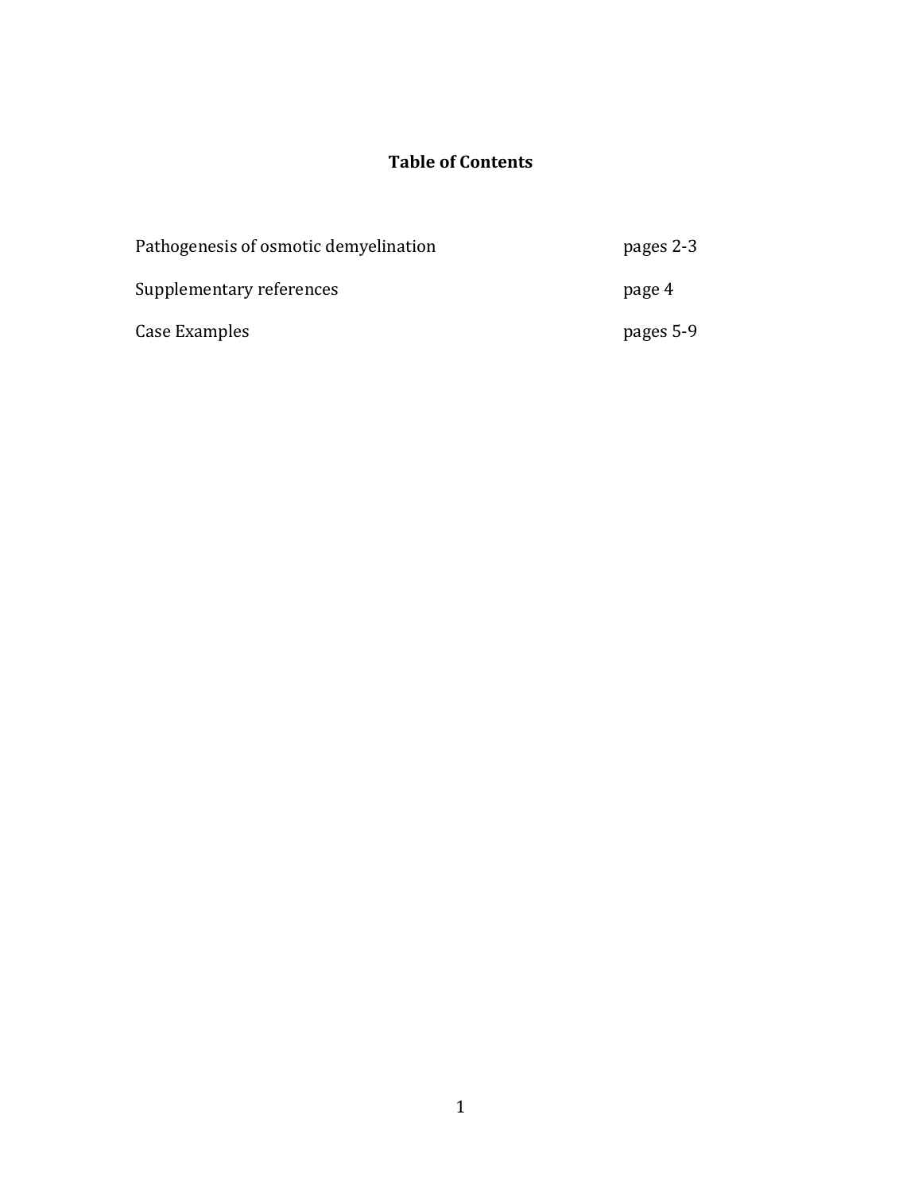# Table of Contents

| | |
|---|---|
| Pathogenesis of osmotic demyelination | pages 2-3 |
| Supplementary references | page 4 |
| Case Examples | pages 5-9 |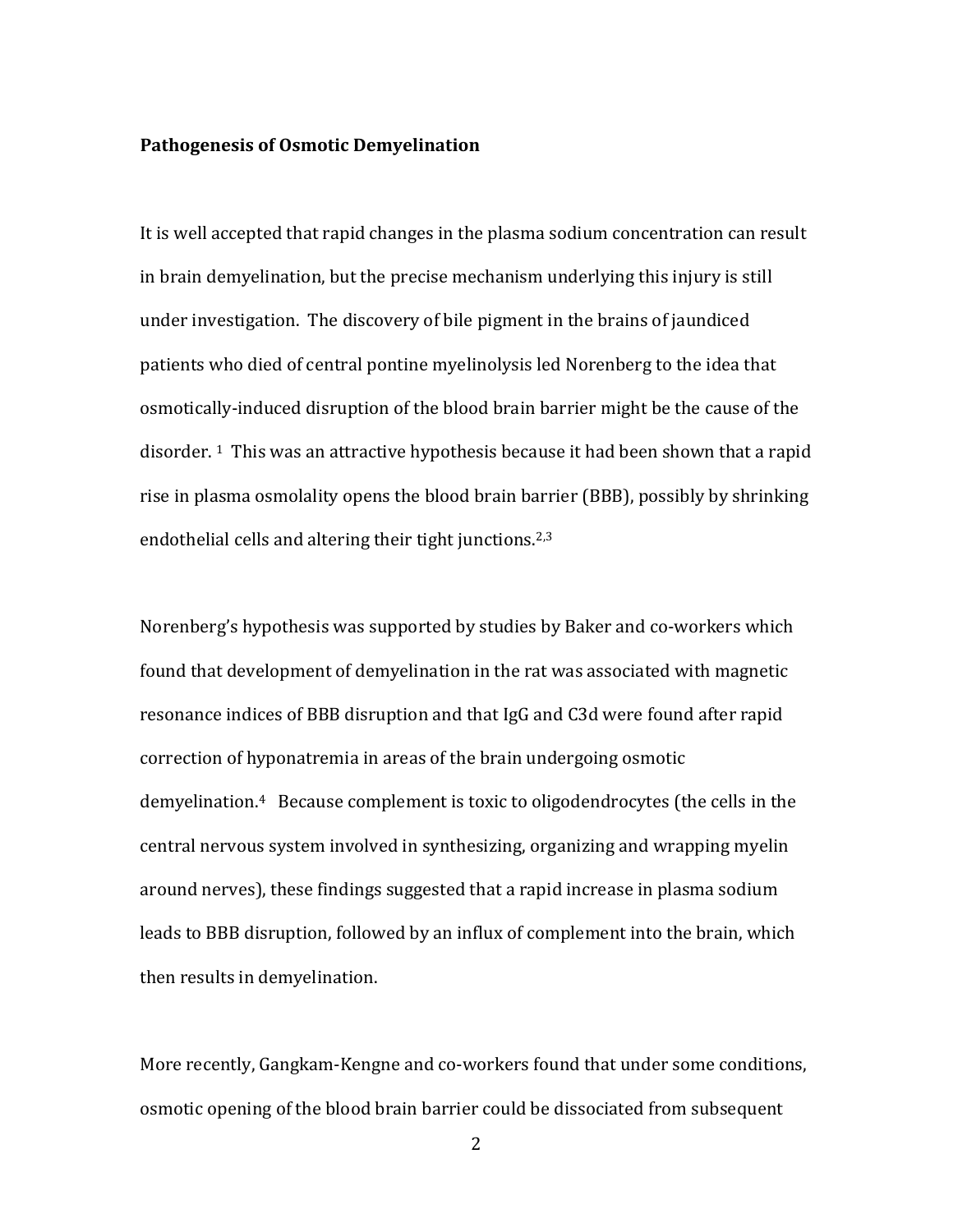**Pathogenesis of Osmotic Demyelination**

It is well accepted that rapid changes in the plasma sodium concentration can result in brain demyelination, but the precise mechanism underlying this injury is still under investigation. The discovery of bile pigment in the brains of jaundiced patients who died of central pontine myelinolysis led Norenberg to the idea that osmotically-induced disruption of the blood brain barrier might be the cause of the disorder. [1] This was an attractive hypothesis because it had been shown that a rapid rise in plasma osmolality opens the blood brain barrier (BBB), possibly by shrinking endothelial cells and altering their tight junctions.[2,3]

Norenberg's hypothesis was supported by studies by Baker and co-workers which found that development of demyelination in the rat was associated with magnetic resonance indices of BBB disruption and that IgG and C3d were found after rapid correction of hyponatremia in areas of the brain undergoing osmotic demyelination.[4] Because complement is toxic to oligodendrocytes (the cells in the central nervous system involved in synthesizing, organizing and wrapping myelin around nerves), these findings suggested that a rapid increase in plasma sodium leads to BBB disruption, followed by an influx of complement into the brain, which then results in demyelination.

More recently, Gangkam-Kengne and co-workers found that under some conditions, osmotic opening of the blood brain barrier could be dissociated from subsequent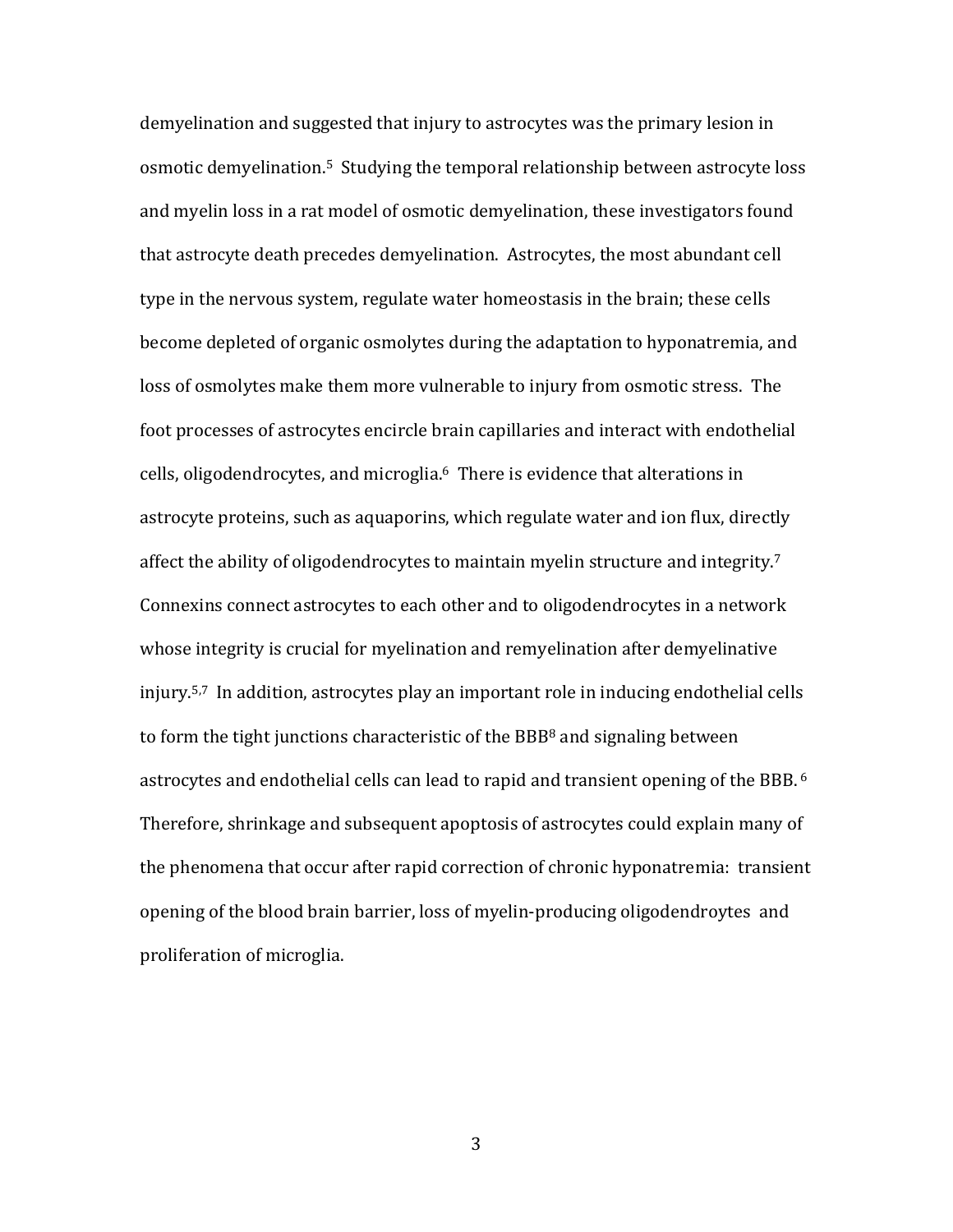demyelination and suggested that injury to astrocytes was the primary lesion in osmotic demyelination.[5] Studying the temporal relationship between astrocyte loss and myelin loss in a rat model of osmotic demyelination, these investigators found that astrocyte death precedes demyelination. Astrocytes, the most abundant cell type in the nervous system, regulate water homeostasis in the brain; these cells become depleted of organic osmolytes during the adaptation to hyponatremia, and loss of osmolytes make them more vulnerable to injury from osmotic stress. The foot processes of astrocytes encircle brain capillaries and interact with endothelial cells, oligodendrocytes, and microglia.[6] There is evidence that alterations in astrocyte proteins, such as aquaporins, which regulate water and ion flux, directly affect the ability of oligodendrocytes to maintain myelin structure and integrity.[7] Connexins connect astrocytes to each other and to oligodendrocytes in a network whose integrity is crucial for myelination and remyelination after demyelinative injury.[5,7] In addition, astrocytes play an important role in inducing endothelial cells to form the tight junctions characteristic of the BBB[8] and signaling between astrocytes and endothelial cells can lead to rapid and transient opening of the BBB.[6] Therefore, shrinkage and subsequent apoptosis of astrocytes could explain many of the phenomena that occur after rapid correction of chronic hyponatremia: transient opening of the blood brain barrier, loss of myelin-producing oligodendroytes and proliferation of microglia.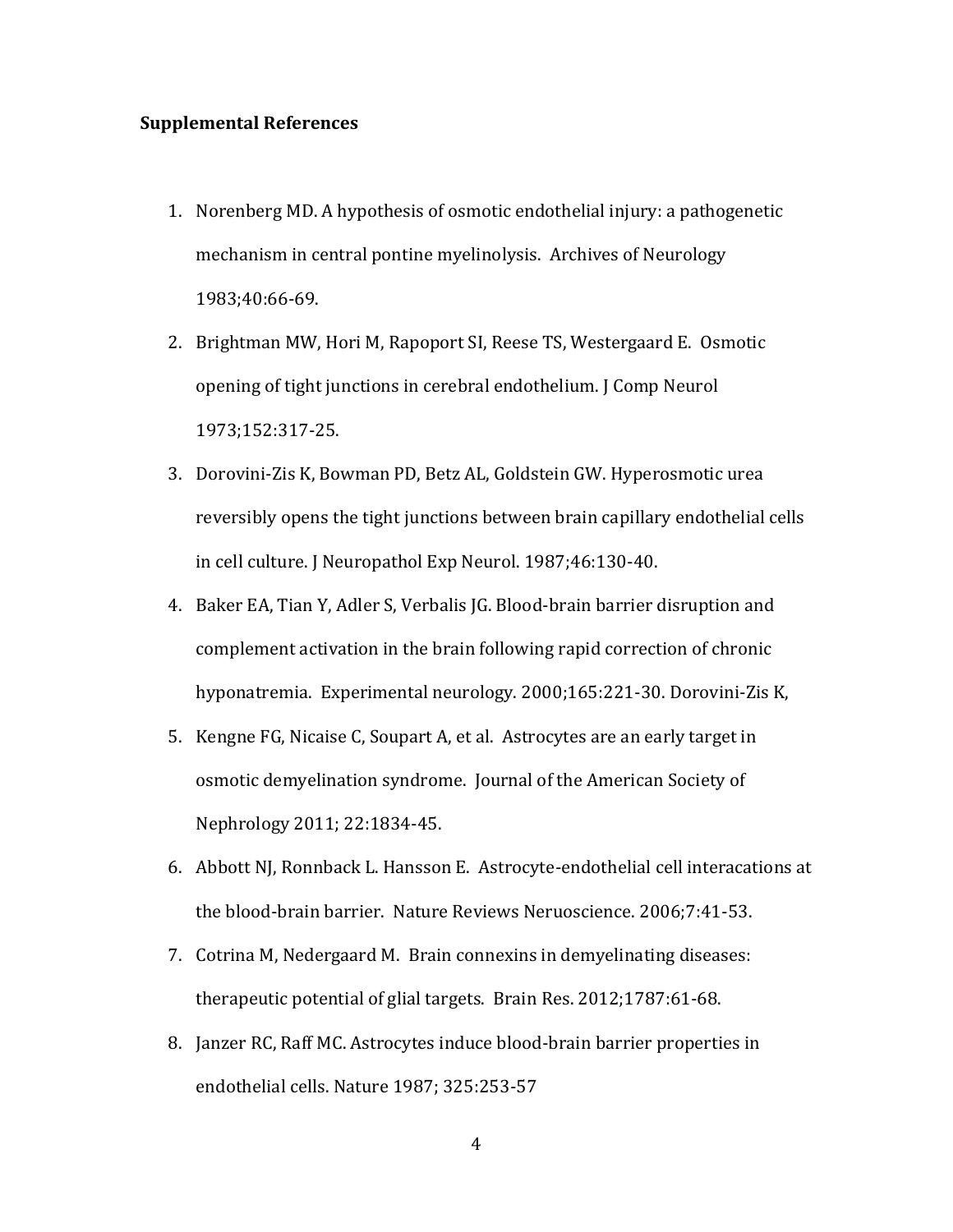**Supplemental References**

1. Norenberg MD. A hypothesis of osmotic endothelial injury: a pathogenetic mechanism in central pontine myelinolysis. Archives of Neurology 1983;40:66-69.
2. Brightman MW, Hori M, Rapoport SI, Reese TS, Westergaard E. Osmotic opening of tight junctions in cerebral endothelium. J Comp Neurol 1973;152:317-25.
3. Dorovini-Zis K, Bowman PD, Betz AL, Goldstein GW. Hyperosmotic urea reversibly opens the tight junctions between brain capillary endothelial cells in cell culture. J Neuropathol Exp Neurol. 1987;46:130-40.
4. Baker EA, Tian Y, Adler S, Verbalis JG. Blood-brain barrier disruption and complement activation in the brain following rapid correction of chronic hyponatremia. Experimental neurology. 2000;165:221-30. Dorovini-Zis K,
5. Kengne FG, Nicaise C, Soupart A, et al. Astrocytes are an early target in osmotic demyelination syndrome. Journal of the American Society of Nephrology 2011; 22:1834-45.
6. Abbott NJ, Ronnback L. Hansson E. Astrocyte-endothelial cell interacations at the blood-brain barrier. Nature Reviews Neruoscience. 2006;7:41-53.
7. Cotrina M, Nedergaard M. Brain connexins in demyelinating diseases: therapeutic potential of glial targets. Brain Res. 2012;1787:61-68.
8. Janzer RC, Raff MC. Astrocytes induce blood-brain barrier properties in endothelial cells. Nature 1987; 325:253-57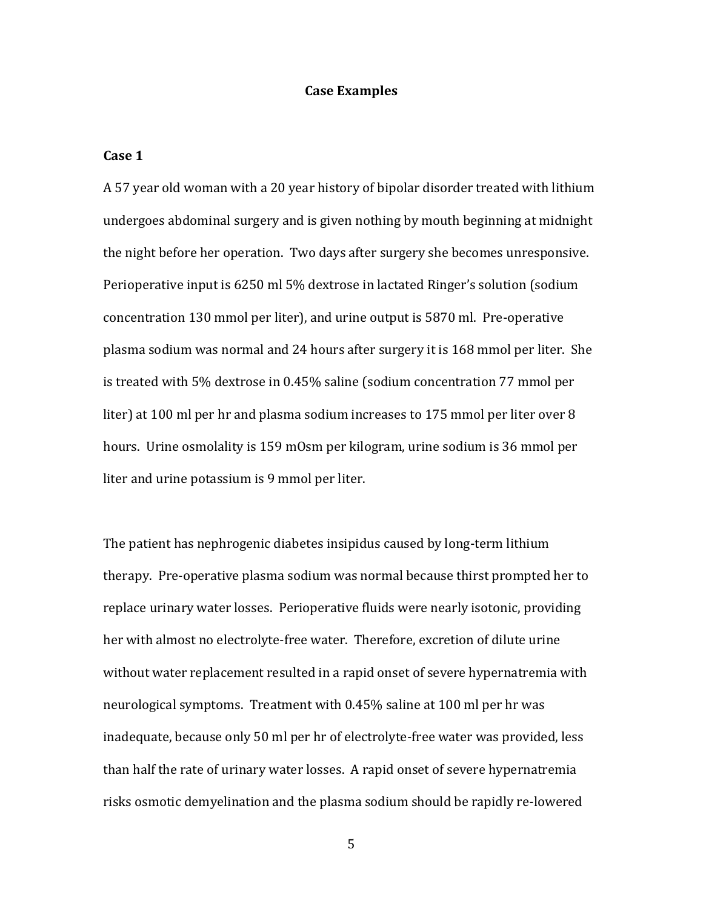## Case Examples

### Case 1

A 57 year old woman with a 20 year history of bipolar disorder treated with lithium undergoes abdominal surgery and is given nothing by mouth beginning at midnight the night before her operation. Two days after surgery she becomes unresponsive. Perioperative input is 6250 ml 5% dextrose in lactated Ringer's solution (sodium concentration 130 mmol per liter), and urine output is 5870 ml. Pre-operative plasma sodium was normal and 24 hours after surgery it is 168 mmol per liter. She is treated with 5% dextrose in 0.45% saline (sodium concentration 77 mmol per liter) at 100 ml per hr and plasma sodium increases to 175 mmol per liter over 8 hours. Urine osmolality is 159 mOsm per kilogram, urine sodium is 36 mmol per liter and urine potassium is 9 mmol per liter.

The patient has nephrogenic diabetes insipidus caused by long-term lithium therapy. Pre-operative plasma sodium was normal because thirst prompted her to replace urinary water losses. Perioperative fluids were nearly isotonic, providing her with almost no electrolyte-free water. Therefore, excretion of dilute urine without water replacement resulted in a rapid onset of severe hypernatremia with neurological symptoms. Treatment with 0.45% saline at 100 ml per hr was inadequate, because only 50 ml per hr of electrolyte-free water was provided, less than half the rate of urinary water losses. A rapid onset of severe hypernatremia risks osmotic demyelination and the plasma sodium should be rapidly re-lowered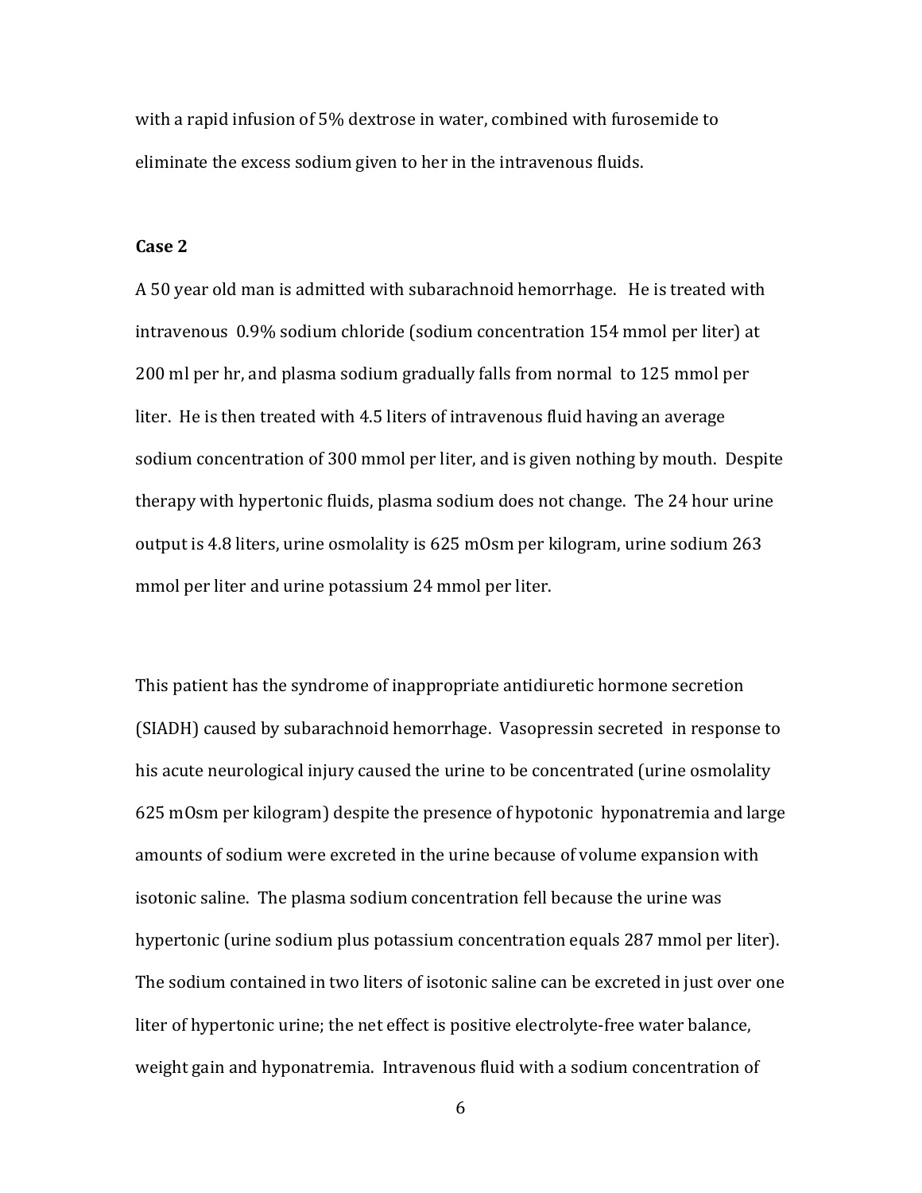with a rapid infusion of 5% dextrose in water, combined with furosemide to eliminate the excess sodium given to her in the intravenous fluids.

**Case 2**

A 50 year old man is admitted with subarachnoid hemorrhage. He is treated with intravenous 0.9% sodium chloride (sodium concentration 154 mmol per liter) at 200 ml per hr, and plasma sodium gradually falls from normal to 125 mmol per liter. He is then treated with 4.5 liters of intravenous fluid having an average sodium concentration of 300 mmol per liter, and is given nothing by mouth. Despite therapy with hypertonic fluids, plasma sodium does not change. The 24 hour urine output is 4.8 liters, urine osmolality is 625 mOsm per kilogram, urine sodium 263 mmol per liter and urine potassium 24 mmol per liter.

This patient has the syndrome of inappropriate antidiuretic hormone secretion (SIADH) caused by subarachnoid hemorrhage. Vasopressin secreted in response to his acute neurological injury caused the urine to be concentrated (urine osmolality 625 mOsm per kilogram) despite the presence of hypotonic hyponatremia and large amounts of sodium were excreted in the urine because of volume expansion with isotonic saline. The plasma sodium concentration fell because the urine was hypertonic (urine sodium plus potassium concentration equals 287 mmol per liter). The sodium contained in two liters of isotonic saline can be excreted in just over one liter of hypertonic urine; the net effect is positive electrolyte-free water balance, weight gain and hyponatremia. Intravenous fluid with a sodium concentration of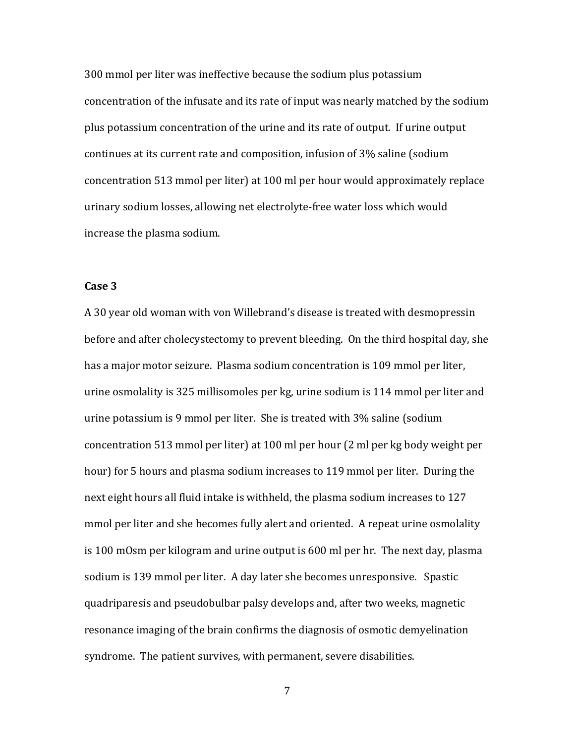300 mmol per liter was ineffective because the sodium plus potassium concentration of the infusate and its rate of input was nearly matched by the sodium plus potassium concentration of the urine and its rate of output. If urine output continues at its current rate and composition, infusion of 3% saline (sodium concentration 513 mmol per liter) at 100 ml per hour would approximately replace urinary sodium losses, allowing net electrolyte-free water loss which would increase the plasma sodium.

**Case 3**

A 30 year old woman with von Willebrand's disease is treated with desmopressin before and after cholecystectomy to prevent bleeding. On the third hospital day, she has a major motor seizure. Plasma sodium concentration is 109 mmol per liter, urine osmolality is 325 millisomoles per kg, urine sodium is 114 mmol per liter and urine potassium is 9 mmol per liter. She is treated with 3% saline (sodium concentration 513 mmol per liter) at 100 ml per hour (2 ml per kg body weight per hour) for 5 hours and plasma sodium increases to 119 mmol per liter. During the next eight hours all fluid intake is withheld, the plasma sodium increases to 127 mmol per liter and she becomes fully alert and oriented. A repeat urine osmolality is 100 mOsm per kilogram and urine output is 600 ml per hr. The next day, plasma sodium is 139 mmol per liter. A day later she becomes unresponsive. Spastic quadriparesis and pseudobulbar palsy develops and, after two weeks, magnetic resonance imaging of the brain confirms the diagnosis of osmotic demyelination syndrome. The patient survives, with permanent, severe disabilities.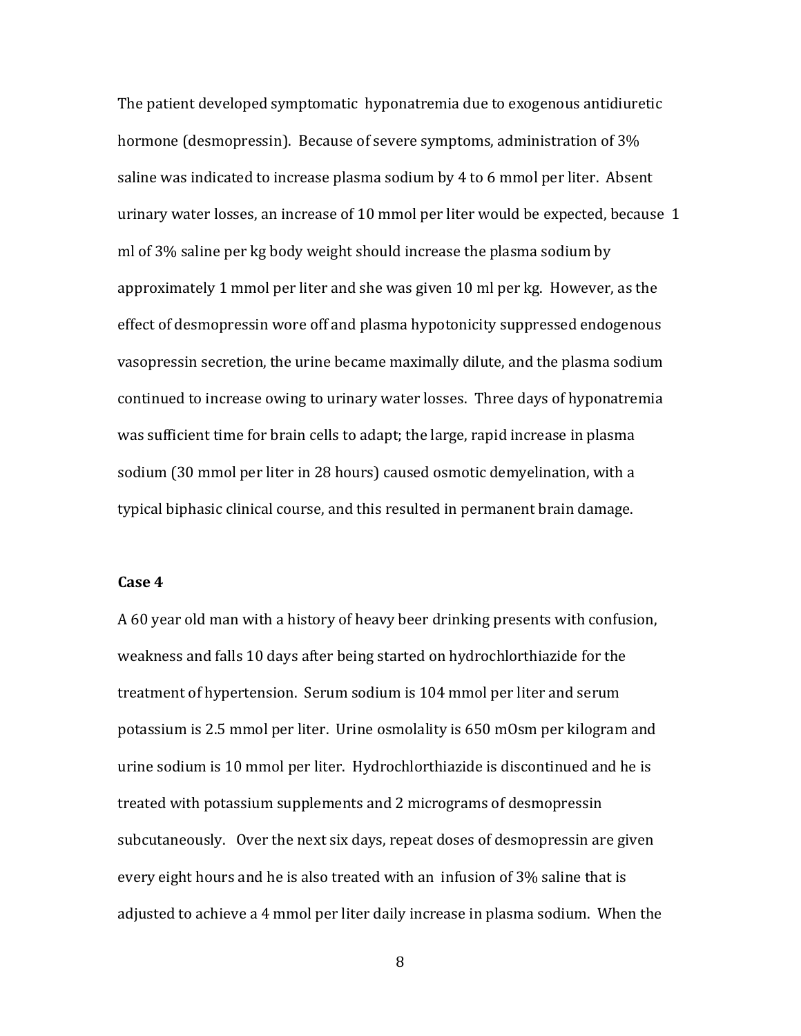The patient developed symptomatic hyponatremia due to exogenous antidiuretic hormone (desmopressin). Because of severe symptoms, administration of 3% saline was indicated to increase plasma sodium by 4 to 6 mmol per liter. Absent urinary water losses, an increase of 10 mmol per liter would be expected, because 1 ml of 3% saline per kg body weight should increase the plasma sodium by approximately 1 mmol per liter and she was given 10 ml per kg. However, as the effect of desmopressin wore off and plasma hypotonicity suppressed endogenous vasopressin secretion, the urine became maximally dilute, and the plasma sodium continued to increase owing to urinary water losses. Three days of hyponatremia was sufficient time for brain cells to adapt; the large, rapid increase in plasma sodium (30 mmol per liter in 28 hours) caused osmotic demyelination, with a typical biphasic clinical course, and this resulted in permanent brain damage.

**Case 4**

A 60 year old man with a history of heavy beer drinking presents with confusion, weakness and falls 10 days after being started on hydrochlorthiazide for the treatment of hypertension. Serum sodium is 104 mmol per liter and serum potassium is 2.5 mmol per liter. Urine osmolality is 650 mOsm per kilogram and urine sodium is 10 mmol per liter. Hydrochlorthiazide is discontinued and he is treated with potassium supplements and 2 micrograms of desmopressin subcutaneously. Over the next six days, repeat doses of desmopressin are given every eight hours and he is also treated with an infusion of 3% saline that is adjusted to achieve a 4 mmol per liter daily increase in plasma sodium. When the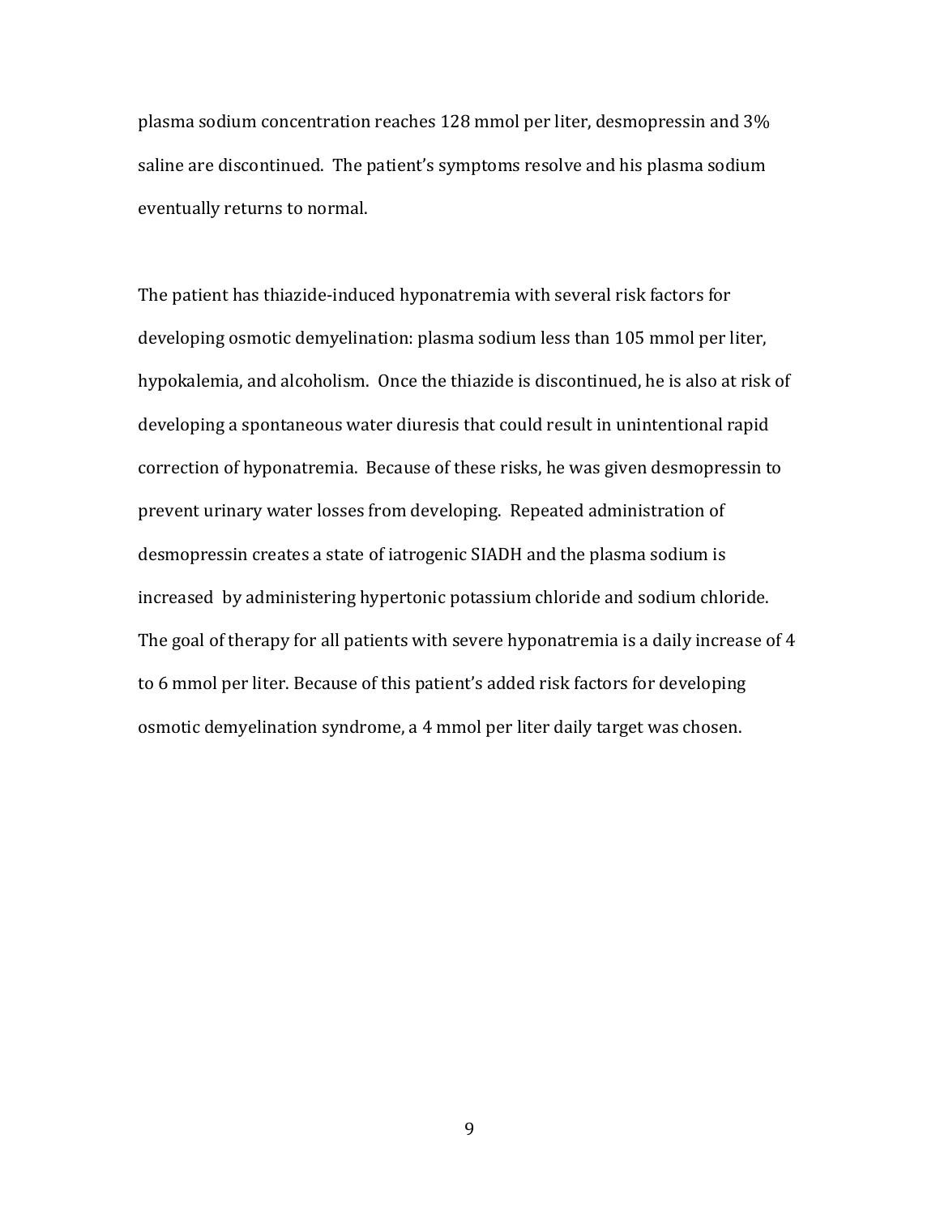plasma sodium concentration reaches 128 mmol per liter, desmopressin and 3% saline are discontinued. The patient's symptoms resolve and his plasma sodium eventually returns to normal.

The patient has thiazide-induced hyponatremia with several risk factors for developing osmotic demyelination: plasma sodium less than 105 mmol per liter, hypokalemia, and alcoholism. Once the thiazide is discontinued, he is also at risk of developing a spontaneous water diuresis that could result in unintentional rapid correction of hyponatremia. Because of these risks, he was given desmopressin to prevent urinary water losses from developing. Repeated administration of desmopressin creates a state of iatrogenic SIADH and the plasma sodium is increased by administering hypertonic potassium chloride and sodium chloride. The goal of therapy for all patients with severe hyponatremia is a daily increase of 4 to 6 mmol per liter. Because of this patient's added risk factors for developing osmotic demyelination syndrome, a 4 mmol per liter daily target was chosen.